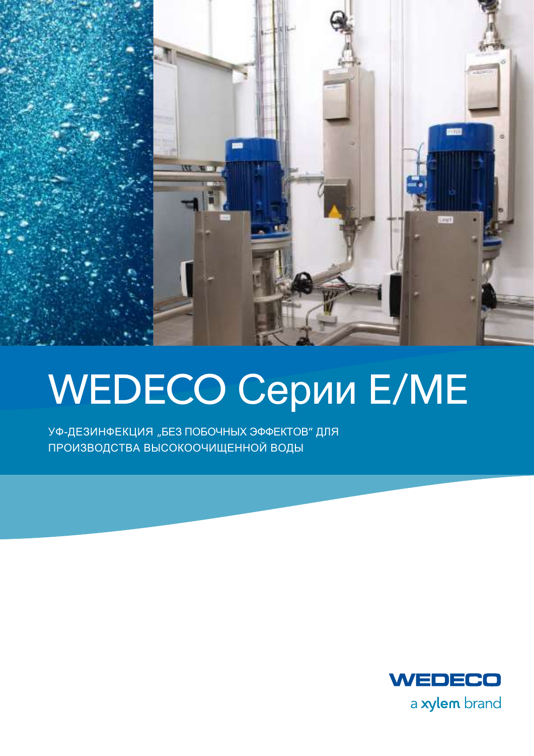# WEDECO Серии E/ME

УФ-ДЕЗИНФЕКЦИЯ „БЕЗ ПОБОЧНЫХ ЭФФЕКТОВ" ДЛЯ ПРОИЗВОДСТВА ВЫСОКООЧИЩЕННОЙ ВОДЫ

WEDECO

a xylem brand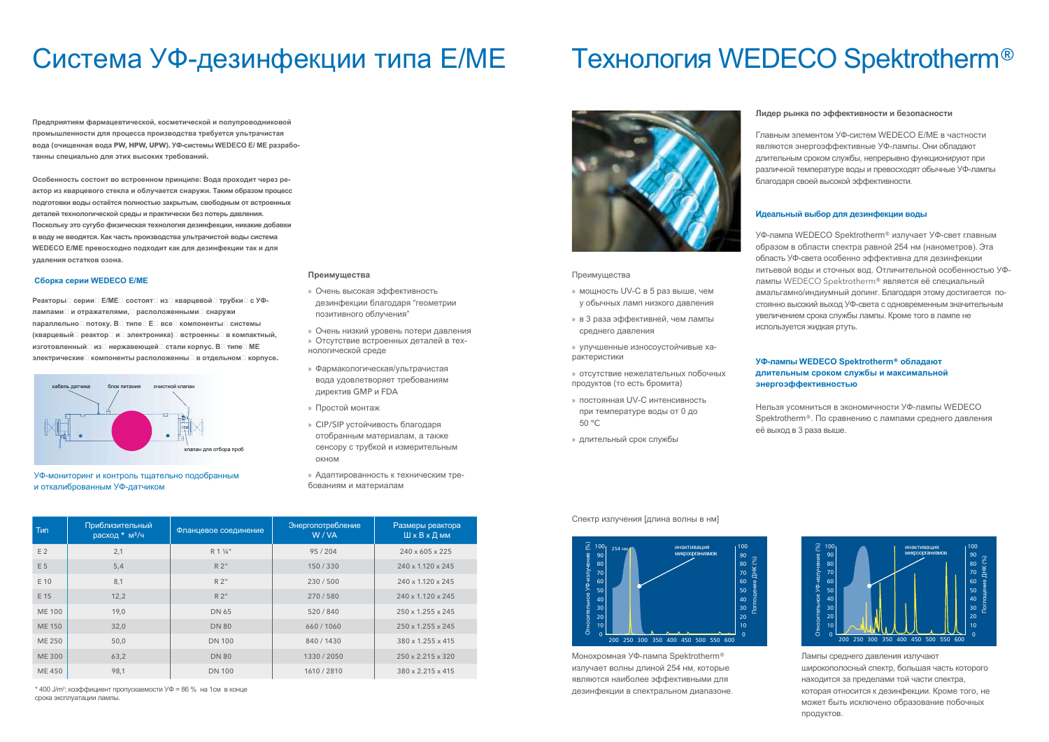# Система УФ-дезинфекции типа E/ME

**Предприятиям фармацевтической, косметической и полупроводниковой промышленности для процесса производства требуется ультрачистая вода (очищенная вода PW, HPW, UPW). УФ-системы WEDECO E/ ME разработаны специально для этих высоких требований.**

**Особенность состоит во встроенном принципе: Вода проходит через реактор из кварцевого стекла и облучается снаружи. Таким образом процесс подготовки воды остаётся полностью закрытым, свободным от встроенных деталей технологической среды и практически без потерь давления. Поскольку это сугубо физическая технология дезинфекции, никакие добавки в воду не вводятся. Как часть производства ультрачистой воды система WEDECO E/ME превосходно подходит как для дезинфекции так и для удаления остатков озона.**

### Сборка серии WEDECO E/ME

**Реакторы серии E/ME состоят из кварцевой трубки с УФ-лампами и отражателями, расположенными снаружи параллельно потоку. В типе E все компоненты системы (кварцевый реактор и электроника) встроенны в компактный, изготовленный из нержавеющей стали корпус. В типе ME электрические компоненты расположенны в отдельном корпусе.**

кабель датчика, блок питания, очистной клапан, клапан для отбора проб

УФ-мониторинг и контроль тщательно подобранным и откалиброванным УФ-датчиком

### Преимущества

- Очень высокая эффективность дезинфекции благодаря "геометрии позитивного облучения"
- Очень низкий уровень потери давления
- Отсутствие встроенных деталей в технологической среде
- Фармакологическая/ультрачистая вода удовлетворяет требованиям директив GMP и FDA
- Простой монтаж
- CIP/SIP устойчивость благодаря отобранным материалам, а также сенсору с трубкой и измерительным окном
- Адаптированность к техническим требованиям и материалам

| Тип | Приблизительный расход * м³/ч | Фланцевое соединение | Энергопотребление W / VA | Размеры реактора Ш x В x Д мм |
|---|---|---|---|---|
| E 2 | 2,1 | R 1 ¼" | 95 / 204 | 240 x 605 x 225 |
| E 5 | 5,4 | R 2" | 150 / 330 | 240 x 1.120 x 245 |
| E 10 | 8,1 | R 2" | 230 / 500 | 240 x 1.120 x 245 |
| E 15 | 12,2 | R 2" | 270 / 580 | 240 x 1.120 x 245 |
| ME 100 | 19,0 | DN 65 | 520 / 840 | 250 x 1.255 x 245 |
| ME 150 | 32,0 | DN 80 | 660 / 1060 | 250 x 1.255 x 245 |
| ME 250 | 50,0 | DN 100 | 840 / 1430 | 380 x 1.255 x 415 |
| ME 300 | 63,2 | DN 80 | 1330 / 2050 | 250 x 2.215 x 320 |
| ME 450 | 98,1 | DN 100 | 1610 / 2810 | 380 x 2.215 x 415 |

\* 400 J/m²; коэффициент пропускаемости УФ = 86 % на 1см в конце срока эксплуатации лампы.

# Технология WEDECO Spektrotherm®

Преимущества

- мощность UV-C в 5 раз выше, чем у обычных ламп низкого давления
- в 3 раза эффективней, чем лампы среднего давления
- улучшенные износоустойчивые характеристики
- отсутствие нежелательных побочных продуктов (то есть бромита)
- постоянная UV-C интенсивность при температуре воды от 0 до 50 °C
- длительный срок службы

### Лидер рынка по эффективности и безопасности

Главным элементом УФ-систем WEDECO E/ME в частности являются энергоэффективные УФ-лампы. Они обладают длительным сроком службы, непрерывно функционируют при различной температуре воды и превосходят обычные УФ-лампы благодаря своей высокой эффективности.

### Идеальный выбор для дезинфекции воды

УФ-лампа WEDECO Spektrotherm® излучает УФ-свет главным образом в области спектра равной 254 нм (нанометров). Эта область УФ-света особенно эффективна для дезинфекции питьевой воды и сточных вод. Отличительной особенностью УФ-лампы WEDECO Spektrotherm® является её специальный амальгамно/индиумный допинг. Благодаря этому достигается постоянно высокий выход УФ-света с одновременным значительным увеличением срока службы лампы. Кроме того в лампе не используется жидкая ртуть.

### УФ-лампы WEDECO Spektrotherm® обладают длительным сроком службы и максимальной энергоэффективностью

Нельзя усомниться в экономичности УФ-лампы WEDECO Spektrotherm®. По сравнению с лампами среднего давления её выход в 3 раза выше.

Спектр излучения [длина волны в нм]

Монохромная УФ-лампа Spektrotherm® излучает волны длиной 254 нм, которые являются наиболее эффективными для дезинфекции в спектральном диапазоне.

Лампы среднего давления излучают широкополосный спектр, большая часть которого находится за пределами той части спектра, которая относится к дезинфекции. Кроме того, не может быть исключено образование побочных продуктов.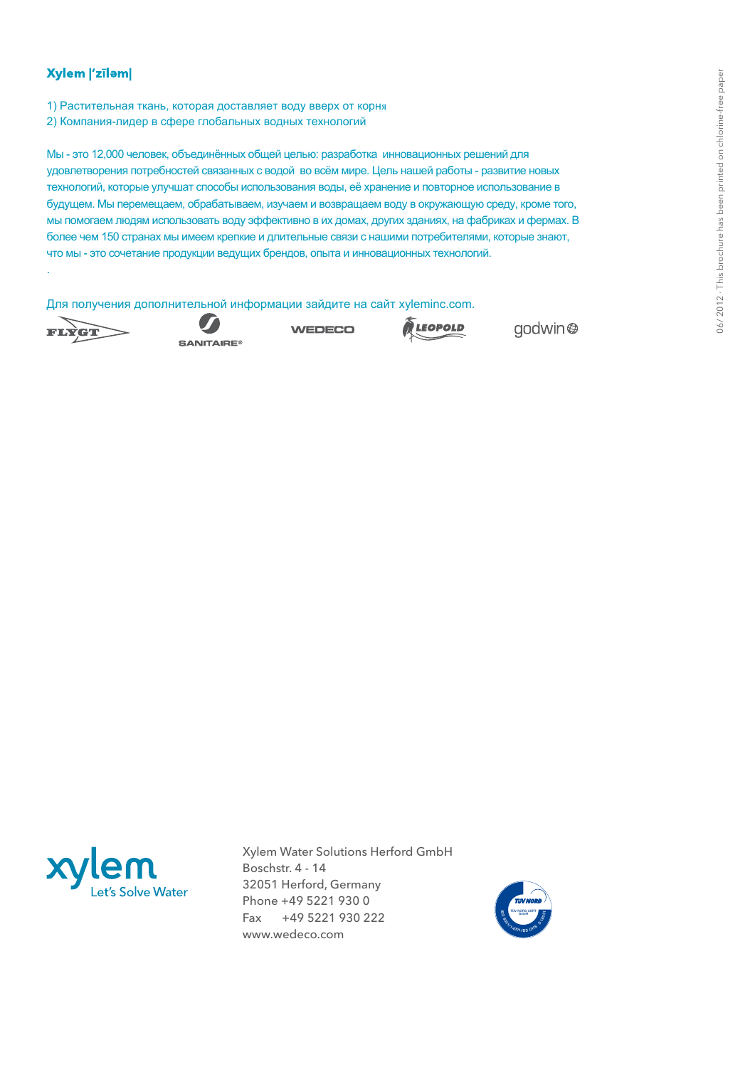**Xylem |'zīləm|**

1) Растительная ткань, которая доставляет воду вверх от корня
2) Компания-лидер в сфере глобальных водных технологий

Мы - это 12,000 человек, объединённых общей целью: разработка инновационных решений для удовлетворения потребностей связанных с водой во всём мире. Цель нашей работы - развитие новых технологий, которые улучшат способы использования воды, её хранение и повторное использование в будущем. Мы перемещаем, обрабатываем, изучаем и возвращаем воду в окружающую среду, кроме того, мы помогаем людям использовать воду эффективно в их домах, других зданиях, на фабриках и фермах. В более чем 150 странах мы имеем крепкие и длительные связи с нашими потребителями, которые знают, что мы - это сочетание продукции ведущих брендов, опыта и инновационных технологий.

Для получения дополнительной информации зайдите на сайт xyleminc.com.

FLYGT SANITAIRE® WEDECO LEOPOLD godwin

xylem
Let's Solve Water

Xylem Water Solutions Herford GmbH
Boschstr. 4 - 14
32051 Herford, Germany
Phone +49 5221 930 0
Fax +49 5221 930 222
www.wedeco.com

TÜV NORD

06/ 2012 · This brochure has been printed on chlorine-free paper